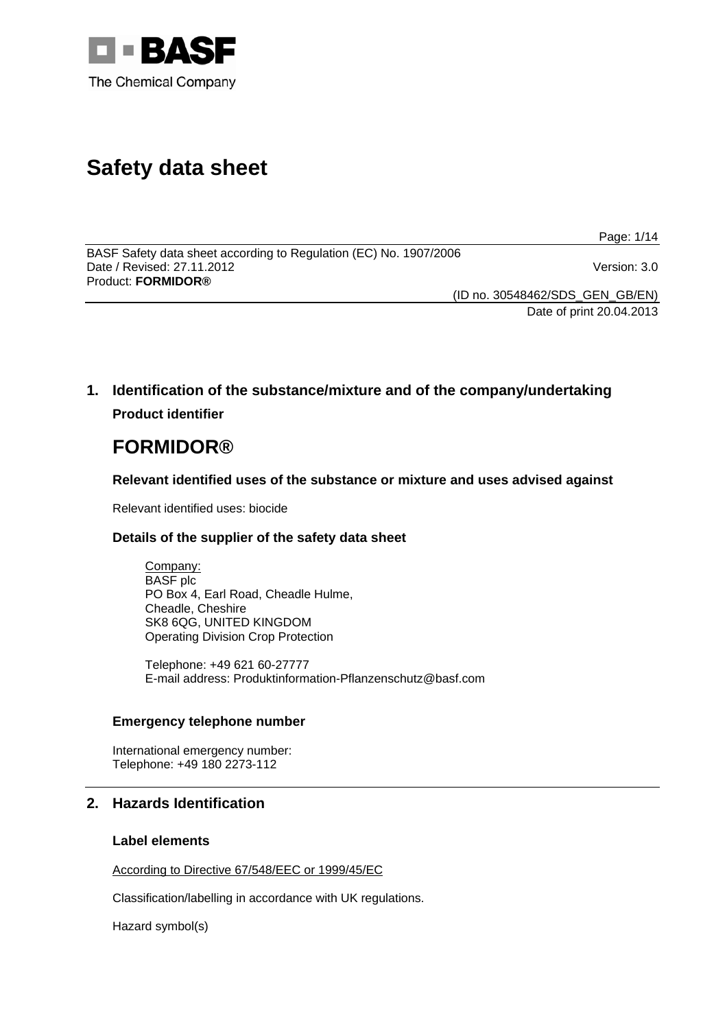# Safety data sheet

BASF Safety data sheet according to Regulation (EC) No. 1907/2006
Date / Revised: 27.11.2012 Version: 3.0
Product: **FORMIDOR®**

(ID no. 30548462/SDS_GEN_GB/EN)
Date of print 20.04.2013

## 1. Identification of the substance/mixture and of the company/undertaking

### Product identifier

# FORMIDOR®

### Relevant identified uses of the substance or mixture and uses advised against

Relevant identified uses: biocide

### Details of the supplier of the safety data sheet

Company:
BASF plc
PO Box 4, Earl Road, Cheadle Hulme,
Cheadle, Cheshire
SK8 6QG, UNITED KINGDOM
Operating Division Crop Protection

Telephone: +49 621 60-27777
E-mail address: Produktinformation-Pflanzenschutz@basf.com

### Emergency telephone number

International emergency number:
Telephone: +49 180 2273-112

## 2. Hazards Identification

### Label elements

According to Directive 67/548/EEC or 1999/45/EC

Classification/labelling in accordance with UK regulations.

Hazard symbol(s)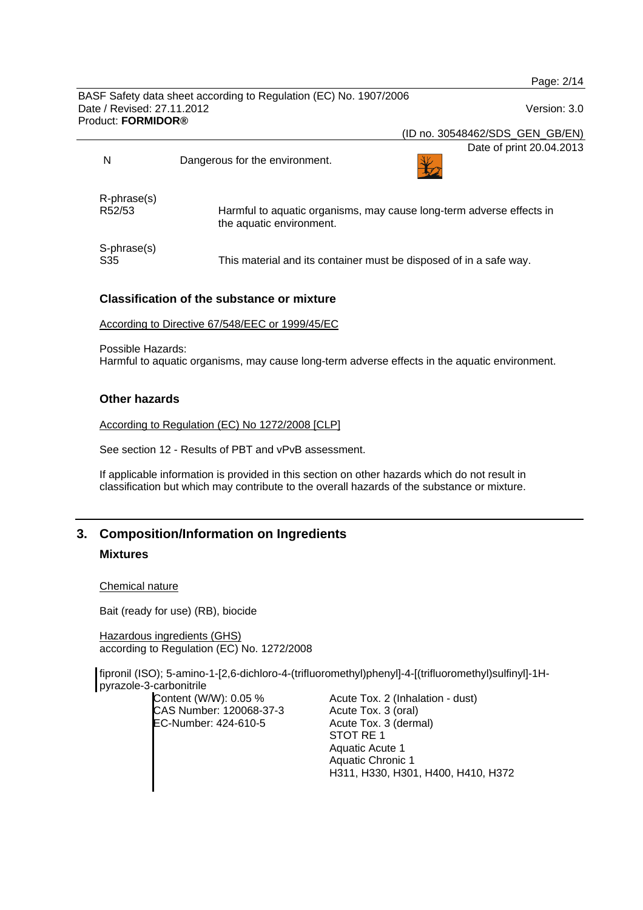| | |
|---|---|
| N | Dangerous for the environment. |

R-phrase(s)

| | |
|---|---|
| R52/53 | Harmful to aquatic organisms, may cause long-term adverse effects in the aquatic environment. |

S-phrase(s)

| | |
|---|---|
| S35 | This material and its container must be disposed of in a safe way. |

### Classification of the substance or mixture

According to Directive 67/548/EEC or 1999/45/EC

Possible Hazards:
Harmful to aquatic organisms, may cause long-term adverse effects in the aquatic environment.

### Other hazards

According to Regulation (EC) No 1272/2008 [CLP]

See section 12 - Results of PBT and vPvB assessment.

If applicable information is provided in this section on other hazards which do not result in classification but which may contribute to the overall hazards of the substance or mixture.

## 3. Composition/Information on Ingredients

### Mixtures

Chemical nature

Bait (ready for use) (RB), biocide

Hazardous ingredients (GHS)
according to Regulation (EC) No. 1272/2008

fipronil (ISO); 5-amino-1-[2,6-dichloro-4-(trifluoromethyl)phenyl]-4-[(trifluoromethyl)sulfinyl]-1H-pyrazole-3-carbonitrile

| | |
|---|---|
| Content (W/W): 0.05 % | Acute Tox. 2 (Inhalation - dust) |
| CAS Number: 120068-37-3 | Acute Tox. 3 (oral) |
| EC-Number: 424-610-5 | Acute Tox. 3 (dermal) |
| | STOT RE 1 |
| | Aquatic Acute 1 |
| | Aquatic Chronic 1 |
| | H311, H330, H301, H400, H410, H372 |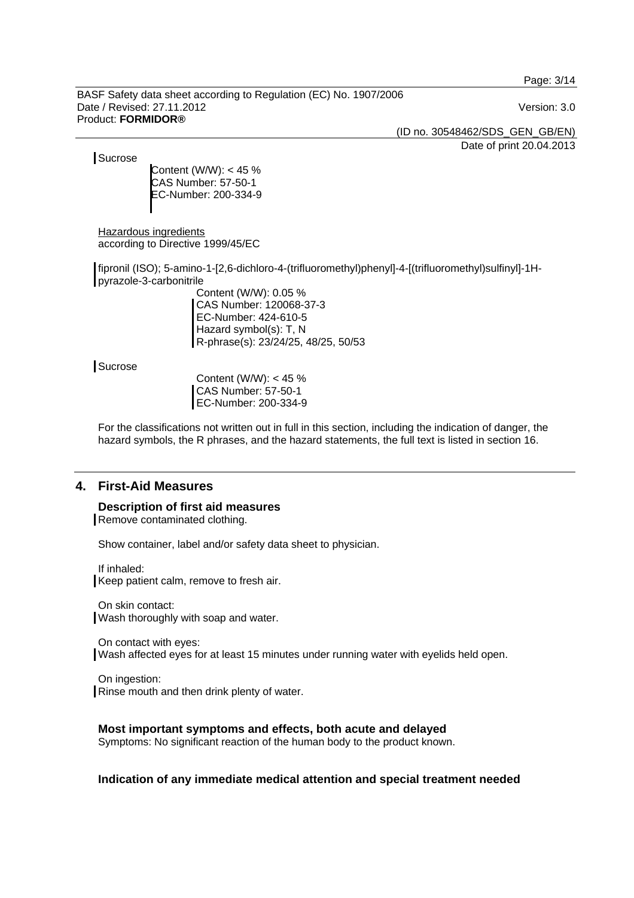Sucrose

Content (W/W): < 45 %
CAS Number: 57-50-1
EC-Number: 200-334-9

Hazardous ingredients
according to Directive 1999/45/EC

fipronil (ISO); 5-amino-1-[2,6-dichloro-4-(trifluoromethyl)phenyl]-4-[(trifluoromethyl)sulfinyl]-1H-pyrazole-3-carbonitrile

Content (W/W): 0.05 %
CAS Number: 120068-37-3
EC-Number: 424-610-5
Hazard symbol(s): T, N
R-phrase(s): 23/24/25, 48/25, 50/53

Sucrose

Content (W/W): < 45 %
CAS Number: 57-50-1
EC-Number: 200-334-9

For the classifications not written out in full in this section, including the indication of danger, the hazard symbols, the R phrases, and the hazard statements, the full text is listed in section 16.

## 4. First-Aid Measures

### Description of first aid measures

Remove contaminated clothing.

Show container, label and/or safety data sheet to physician.

If inhaled:
Keep patient calm, remove to fresh air.

On skin contact:
Wash thoroughly with soap and water.

On contact with eyes:
Wash affected eyes for at least 15 minutes under running water with eyelids held open.

On ingestion:
Rinse mouth and then drink plenty of water.

### Most important symptoms and effects, both acute and delayed

Symptoms: No significant reaction of the human body to the product known.

### Indication of any immediate medical attention and special treatment needed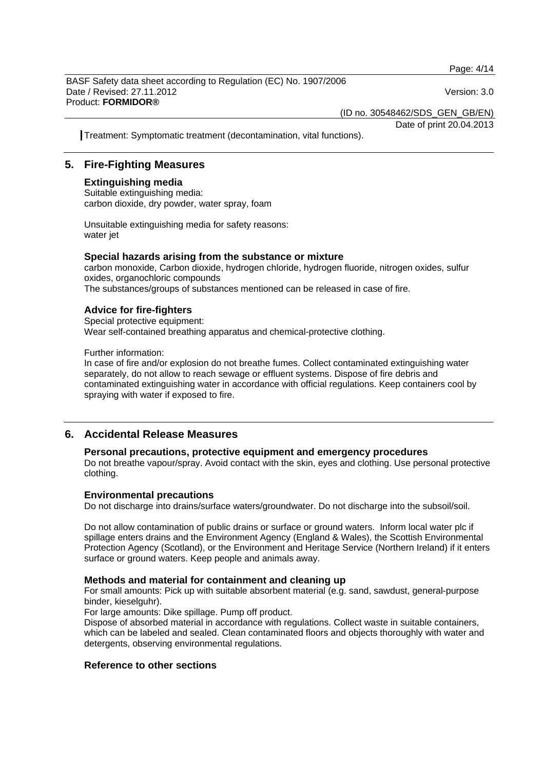Treatment: Symptomatic treatment (decontamination, vital functions).

## 5. Fire-Fighting Measures

### Extinguishing media

Suitable extinguishing media:
carbon dioxide, dry powder, water spray, foam

Unsuitable extinguishing media for safety reasons:
water jet

### Special hazards arising from the substance or mixture

carbon monoxide, Carbon dioxide, hydrogen chloride, hydrogen fluoride, nitrogen oxides, sulfur oxides, organochloric compounds
The substances/groups of substances mentioned can be released in case of fire.

### Advice for fire-fighters

Special protective equipment:
Wear self-contained breathing apparatus and chemical-protective clothing.

Further information:
In case of fire and/or explosion do not breathe fumes. Collect contaminated extinguishing water separately, do not allow to reach sewage or effluent systems. Dispose of fire debris and contaminated extinguishing water in accordance with official regulations. Keep containers cool by spraying with water if exposed to fire.

## 6. Accidental Release Measures

### Personal precautions, protective equipment and emergency procedures

Do not breathe vapour/spray. Avoid contact with the skin, eyes and clothing. Use personal protective clothing.

### Environmental precautions

Do not discharge into drains/surface waters/groundwater. Do not discharge into the subsoil/soil.

Do not allow contamination of public drains or surface or ground waters. Inform local water plc if spillage enters drains and the Environment Agency (England & Wales), the Scottish Environmental Protection Agency (Scotland), or the Environment and Heritage Service (Northern Ireland) if it enters surface or ground waters. Keep people and animals away.

### Methods and material for containment and cleaning up

For small amounts: Pick up with suitable absorbent material (e.g. sand, sawdust, general-purpose binder, kieselguhr).
For large amounts: Dike spillage. Pump off product.
Dispose of absorbed material in accordance with regulations. Collect waste in suitable containers, which can be labeled and sealed. Clean contaminated floors and objects thoroughly with water and detergents, observing environmental regulations.

### Reference to other sections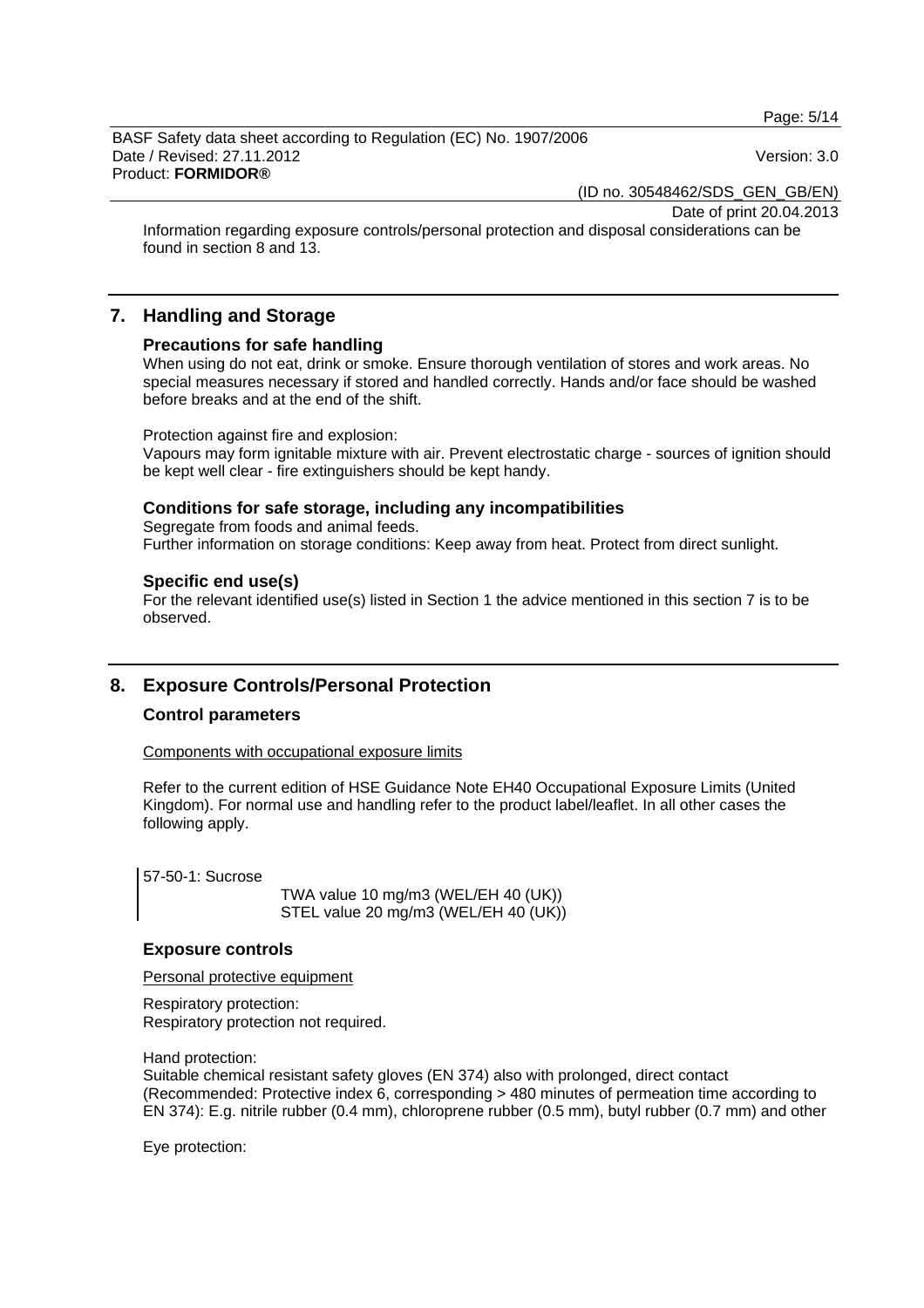Information regarding exposure controls/personal protection and disposal considerations can be found in section 8 and 13.

## 7. Handling and Storage

### Precautions for safe handling

When using do not eat, drink or smoke. Ensure thorough ventilation of stores and work areas. No special measures necessary if stored and handled correctly. Hands and/or face should be washed before breaks and at the end of the shift.

Protection against fire and explosion:
Vapours may form ignitable mixture with air. Prevent electrostatic charge - sources of ignition should be kept well clear - fire extinguishers should be kept handy.

### Conditions for safe storage, including any incompatibilities

Segregate from foods and animal feeds.
Further information on storage conditions: Keep away from heat. Protect from direct sunlight.

### Specific end use(s)

For the relevant identified use(s) listed in Section 1 the advice mentioned in this section 7 is to be observed.

## 8. Exposure Controls/Personal Protection

### Control parameters

Components with occupational exposure limits

Refer to the current edition of HSE Guidance Note EH40 Occupational Exposure Limits (United Kingdom). For normal use and handling refer to the product label/leaflet. In all other cases the following apply.

57-50-1: Sucrose
TWA value 10 mg/m3 (WEL/EH 40 (UK))
STEL value 20 mg/m3 (WEL/EH 40 (UK))

### Exposure controls

Personal protective equipment

Respiratory protection:
Respiratory protection not required.

Hand protection:
Suitable chemical resistant safety gloves (EN 374) also with prolonged, direct contact (Recommended: Protective index 6, corresponding > 480 minutes of permeation time according to EN 374): E.g. nitrile rubber (0.4 mm), chloroprene rubber (0.5 mm), butyl rubber (0.7 mm) and other

Eye protection: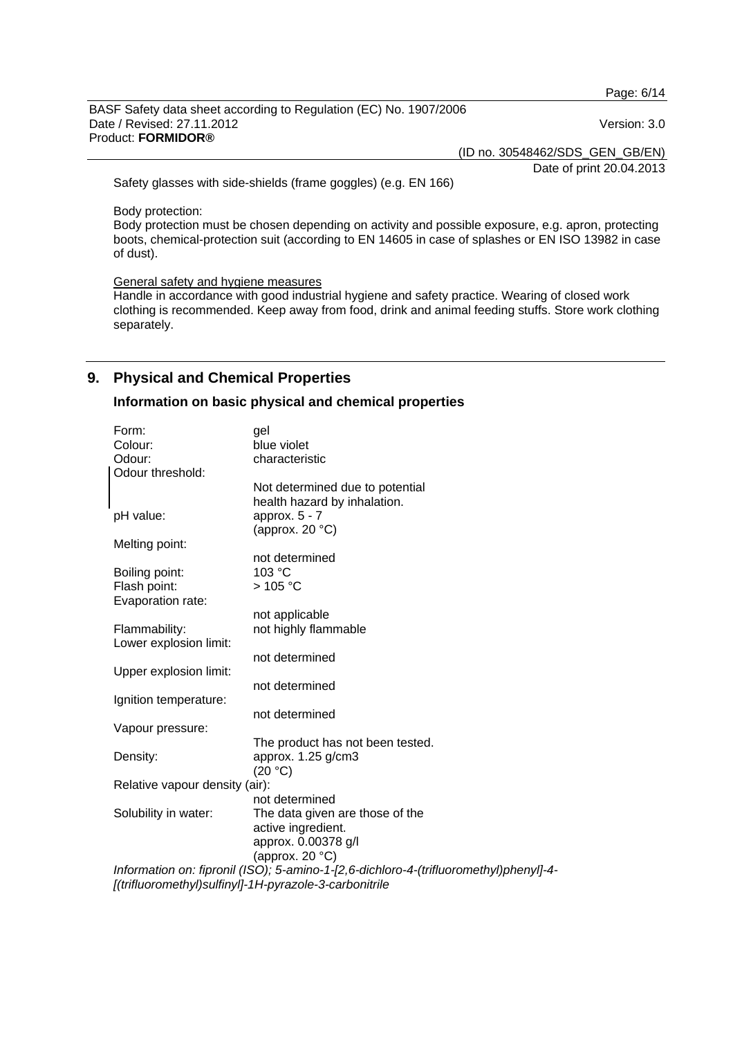Safety glasses with side-shields (frame goggles) (e.g. EN 166)

Body protection:
Body protection must be chosen depending on activity and possible exposure, e.g. apron, protecting boots, chemical-protection suit (according to EN 14605 in case of splashes or EN ISO 13982 in case of dust).

General safety and hygiene measures
Handle in accordance with good industrial hygiene and safety practice. Wearing of closed work clothing is recommended. Keep away from food, drink and animal feeding stuffs. Store work clothing separately.

## 9. Physical and Chemical Properties

### Information on basic physical and chemical properties

| | |
|---|---|
| Form: | gel |
| Colour: | blue violet |
| Odour: | characteristic |
| Odour threshold: | Not determined due to potential health hazard by inhalation. |
| pH value: | approx. 5 - 7 (approx. 20 °C) |
| Melting point: | not determined |
| Boiling point: | 103 °C |
| Flash point: | > 105 °C |
| Evaporation rate: | not applicable |
| Flammability: | not highly flammable |
| Lower explosion limit: | not determined |
| Upper explosion limit: | not determined |
| Ignition temperature: | not determined |
| Vapour pressure: | The product has not been tested. |
| Density: | approx. 1.25 g/cm3 (20 °C) |
| Relative vapour density (air): | not determined |
| Solubility in water: | The data given are those of the active ingredient. approx. 0.00378 g/l (approx. 20 °C) |

*Information on: fipronil (ISO); 5-amino-1-[2,6-dichloro-4-(trifluoromethyl)phenyl]-4-[(trifluoromethyl)sulfinyl]-1H-pyrazole-3-carbonitrile*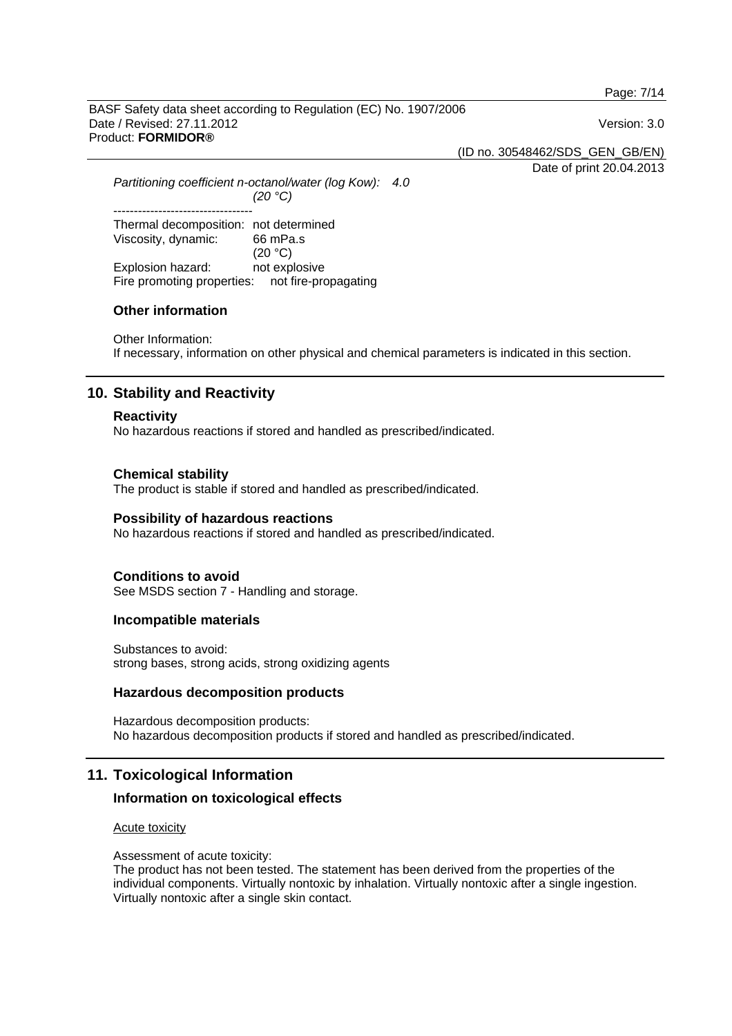*Partitioning coefficient n-octanol/water (log Kow): 4.0*
*(20 °C)*

----------------------------------

Thermal decomposition: not determined
Viscosity, dynamic: 66 mPa.s
(20 °C)
Explosion hazard: not explosive
Fire promoting properties: not fire-propagating

### Other information

Other Information:
If necessary, information on other physical and chemical parameters is indicated in this section.

## 10. Stability and Reactivity

### Reactivity

No hazardous reactions if stored and handled as prescribed/indicated.

### Chemical stability

The product is stable if stored and handled as prescribed/indicated.

### Possibility of hazardous reactions

No hazardous reactions if stored and handled as prescribed/indicated.

### Conditions to avoid

See MSDS section 7 - Handling and storage.

### Incompatible materials

Substances to avoid:
strong bases, strong acids, strong oxidizing agents

### Hazardous decomposition products

Hazardous decomposition products:
No hazardous decomposition products if stored and handled as prescribed/indicated.

## 11. Toxicological Information

### Information on toxicological effects

Acute toxicity

Assessment of acute toxicity:
The product has not been tested. The statement has been derived from the properties of the individual components. Virtually nontoxic by inhalation. Virtually nontoxic after a single ingestion. Virtually nontoxic after a single skin contact.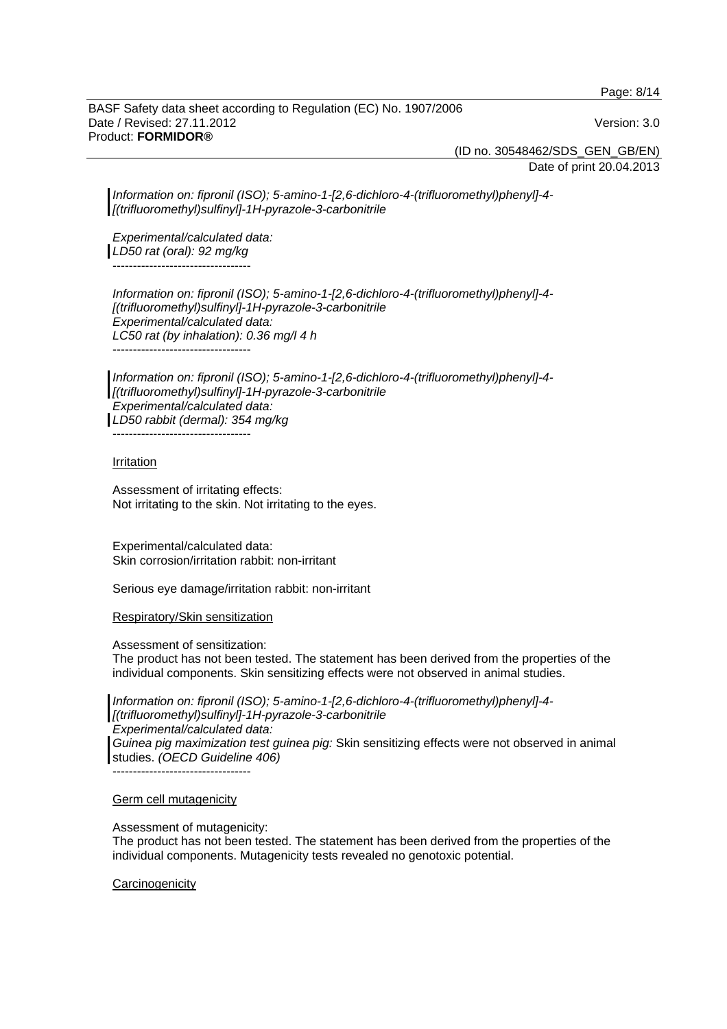*Information on: fipronil (ISO); 5-amino-1-[2,6-dichloro-4-(trifluoromethyl)phenyl]-4-[(trifluoromethyl)sulfinyl]-1H-pyrazole-3-carbonitrile*

*Experimental/calculated data:*
*LD50 rat (oral): 92 mg/kg*

----------------------------------

*Information on: fipronil (ISO); 5-amino-1-[2,6-dichloro-4-(trifluoromethyl)phenyl]-4-[(trifluoromethyl)sulfinyl]-1H-pyrazole-3-carbonitrile*
*Experimental/calculated data:*
*LC50 rat (by inhalation): 0.36 mg/l 4 h*

----------------------------------

*Information on: fipronil (ISO); 5-amino-1-[2,6-dichloro-4-(trifluoromethyl)phenyl]-4-[(trifluoromethyl)sulfinyl]-1H-pyrazole-3-carbonitrile*
*Experimental/calculated data:*
*LD50 rabbit (dermal): 354 mg/kg*

----------------------------------

Irritation

Assessment of irritating effects:
Not irritating to the skin. Not irritating to the eyes.

Experimental/calculated data:
Skin corrosion/irritation rabbit: non-irritant

Serious eye damage/irritation rabbit: non-irritant

Respiratory/Skin sensitization

Assessment of sensitization:
The product has not been tested. The statement has been derived from the properties of the individual components. Skin sensitizing effects were not observed in animal studies.

*Information on: fipronil (ISO); 5-amino-1-[2,6-dichloro-4-(trifluoromethyl)phenyl]-4-[(trifluoromethyl)sulfinyl]-1H-pyrazole-3-carbonitrile*
*Experimental/calculated data:*
*Guinea pig maximization test guinea pig:* Skin sensitizing effects were not observed in animal studies. *(OECD Guideline 406)*

----------------------------------

Germ cell mutagenicity

Assessment of mutagenicity:
The product has not been tested. The statement has been derived from the properties of the individual components. Mutagenicity tests revealed no genotoxic potential.

Carcinogenicity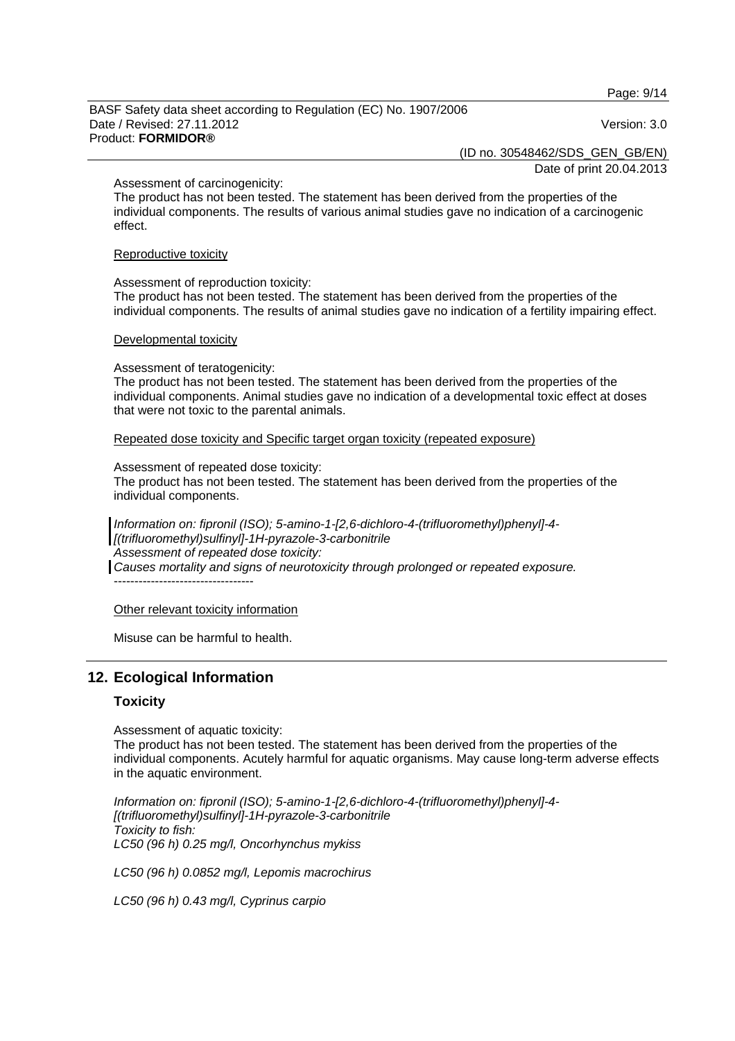Assessment of carcinogenicity:
The product has not been tested. The statement has been derived from the properties of the individual components. The results of various animal studies gave no indication of a carcinogenic effect.

Reproductive toxicity

Assessment of reproduction toxicity:
The product has not been tested. The statement has been derived from the properties of the individual components. The results of animal studies gave no indication of a fertility impairing effect.

Developmental toxicity

Assessment of teratogenicity:
The product has not been tested. The statement has been derived from the properties of the individual components. Animal studies gave no indication of a developmental toxic effect at doses that were not toxic to the parental animals.

Repeated dose toxicity and Specific target organ toxicity (repeated exposure)

Assessment of repeated dose toxicity:
The product has not been tested. The statement has been derived from the properties of the individual components.

*Information on: fipronil (ISO); 5-amino-1-[2,6-dichloro-4-(trifluoromethyl)phenyl]-4-[(trifluoromethyl)sulfinyl]-1H-pyrazole-3-carbonitrile*
*Assessment of repeated dose toxicity:*
*Causes mortality and signs of neurotoxicity through prolonged or repeated exposure.*
----------------------------------

Other relevant toxicity information

Misuse can be harmful to health.

## 12. Ecological Information

### Toxicity

Assessment of aquatic toxicity:
The product has not been tested. The statement has been derived from the properties of the individual components. Acutely harmful for aquatic organisms. May cause long-term adverse effects in the aquatic environment.

*Information on: fipronil (ISO); 5-amino-1-[2,6-dichloro-4-(trifluoromethyl)phenyl]-4-[(trifluoromethyl)sulfinyl]-1H-pyrazole-3-carbonitrile*
*Toxicity to fish:*
*LC50 (96 h) 0.25 mg/l, Oncorhynchus mykiss*

*LC50 (96 h) 0.0852 mg/l, Lepomis macrochirus*

*LC50 (96 h) 0.43 mg/l, Cyprinus carpio*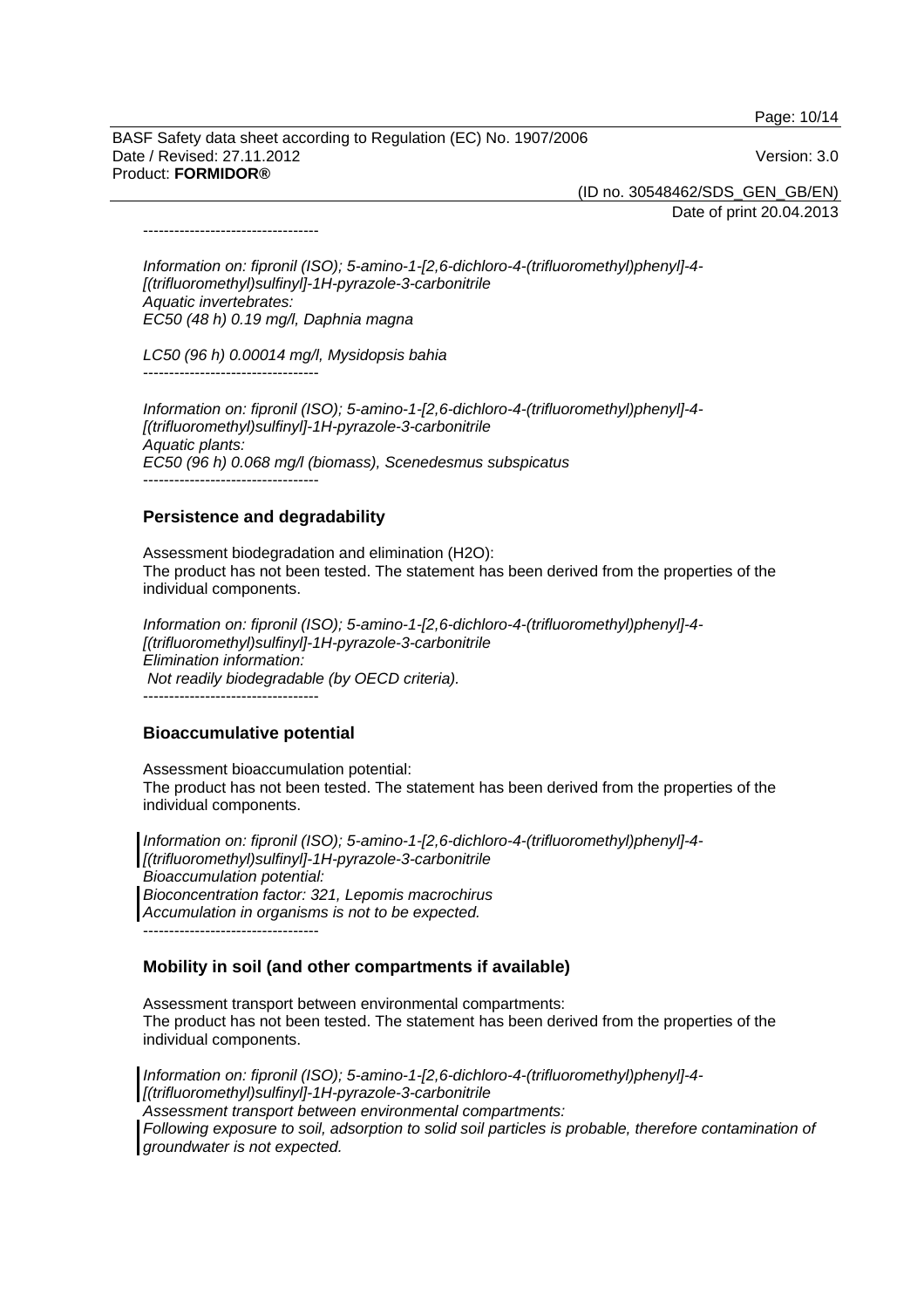----------------------------------

*Information on: fipronil (ISO); 5-amino-1-[2,6-dichloro-4-(trifluoromethyl)phenyl]-4-[(trifluoromethyl)sulfinyl]-1H-pyrazole-3-carbonitrile*
*Aquatic invertebrates:*
*EC50 (48 h) 0.19 mg/l, Daphnia magna*

*LC50 (96 h) 0.00014 mg/l, Mysidopsis bahia*

----------------------------------

*Information on: fipronil (ISO); 5-amino-1-[2,6-dichloro-4-(trifluoromethyl)phenyl]-4-[(trifluoromethyl)sulfinyl]-1H-pyrazole-3-carbonitrile*
*Aquatic plants:*
*EC50 (96 h) 0.068 mg/l (biomass), Scenedesmus subspicatus*

----------------------------------

### Persistence and degradability

Assessment biodegradation and elimination (H2O):
The product has not been tested. The statement has been derived from the properties of the individual components.

*Information on: fipronil (ISO); 5-amino-1-[2,6-dichloro-4-(trifluoromethyl)phenyl]-4-[(trifluoromethyl)sulfinyl]-1H-pyrazole-3-carbonitrile*
*Elimination information:*
*Not readily biodegradable (by OECD criteria).*

----------------------------------

### Bioaccumulative potential

Assessment bioaccumulation potential:
The product has not been tested. The statement has been derived from the properties of the individual components.

*Information on: fipronil (ISO); 5-amino-1-[2,6-dichloro-4-(trifluoromethyl)phenyl]-4-[(trifluoromethyl)sulfinyl]-1H-pyrazole-3-carbonitrile*
*Bioaccumulation potential:*
*Bioconcentration factor: 321, Lepomis macrochirus*
*Accumulation in organisms is not to be expected.*

----------------------------------

### Mobility in soil (and other compartments if available)

Assessment transport between environmental compartments:
The product has not been tested. The statement has been derived from the properties of the individual components.

*Information on: fipronil (ISO); 5-amino-1-[2,6-dichloro-4-(trifluoromethyl)phenyl]-4-[(trifluoromethyl)sulfinyl]-1H-pyrazole-3-carbonitrile*
*Assessment transport between environmental compartments:*
*Following exposure to soil, adsorption to solid soil particles is probable, therefore contamination of groundwater is not expected.*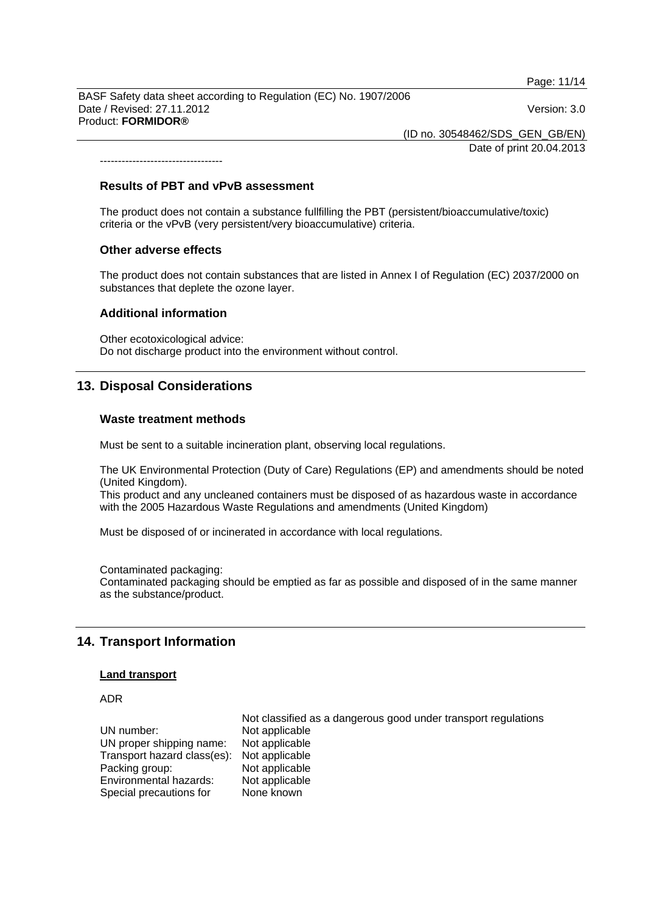----------------------------------

### Results of PBT and vPvB assessment

The product does not contain a substance fullfilling the PBT (persistent/bioaccumulative/toxic) criteria or the vPvB (very persistent/very bioaccumulative) criteria.

### Other adverse effects

The product does not contain substances that are listed in Annex I of Regulation (EC) 2037/2000 on substances that deplete the ozone layer.

### Additional information

Other ecotoxicological advice:
Do not discharge product into the environment without control.

## 13. Disposal Considerations

### Waste treatment methods

Must be sent to a suitable incineration plant, observing local regulations.

The UK Environmental Protection (Duty of Care) Regulations (EP) and amendments should be noted (United Kingdom).
This product and any uncleaned containers must be disposed of as hazardous waste in accordance with the 2005 Hazardous Waste Regulations and amendments (United Kingdom)

Must be disposed of or incinerated in accordance with local regulations.

Contaminated packaging:
Contaminated packaging should be emptied as far as possible and disposed of in the same manner as the substance/product.

## 14. Transport Information

**Land transport**

ADR

| | Not classified as a dangerous good under transport regulations |
|---|---|
| UN number: | Not applicable |
| UN proper shipping name: | Not applicable |
| Transport hazard class(es): | Not applicable |
| Packing group: | Not applicable |
| Environmental hazards: | Not applicable |
| Special precautions for | None known |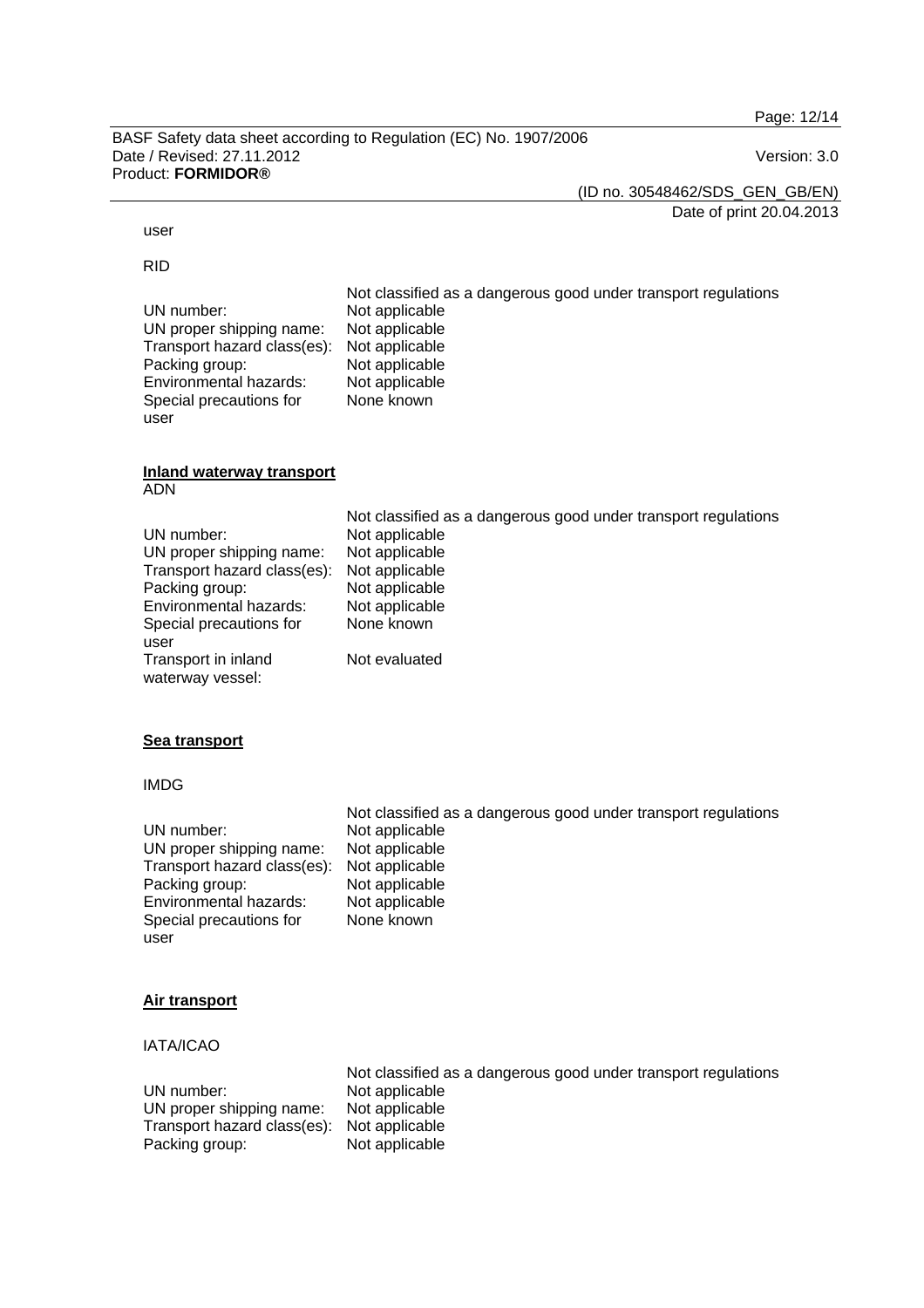user

RID

Not classified as a dangerous good under transport regulations

| | |
|---|---|
| UN number: | Not applicable |
| UN proper shipping name: | Not applicable |
| Transport hazard class(es): | Not applicable |
| Packing group: | Not applicable |
| Environmental hazards: | Not applicable |
| Special precautions for user | None known |

**Inland waterway transport**

ADN

Not classified as a dangerous good under transport regulations

| | |
|---|---|
| UN number: | Not applicable |
| UN proper shipping name: | Not applicable |
| Transport hazard class(es): | Not applicable |
| Packing group: | Not applicable |
| Environmental hazards: | Not applicable |
| Special precautions for user | None known |
| Transport in inland waterway vessel: | Not evaluated |

**Sea transport**

IMDG

Not classified as a dangerous good under transport regulations

| | |
|---|---|
| UN number: | Not applicable |
| UN proper shipping name: | Not applicable |
| Transport hazard class(es): | Not applicable |
| Packing group: | Not applicable |
| Environmental hazards: | Not applicable |
| Special precautions for user | None known |

**Air transport**

IATA/ICAO

Not classified as a dangerous good under transport regulations

| | |
|---|---|
| UN number: | Not applicable |
| UN proper shipping name: | Not applicable |
| Transport hazard class(es): | Not applicable |
| Packing group: | Not applicable |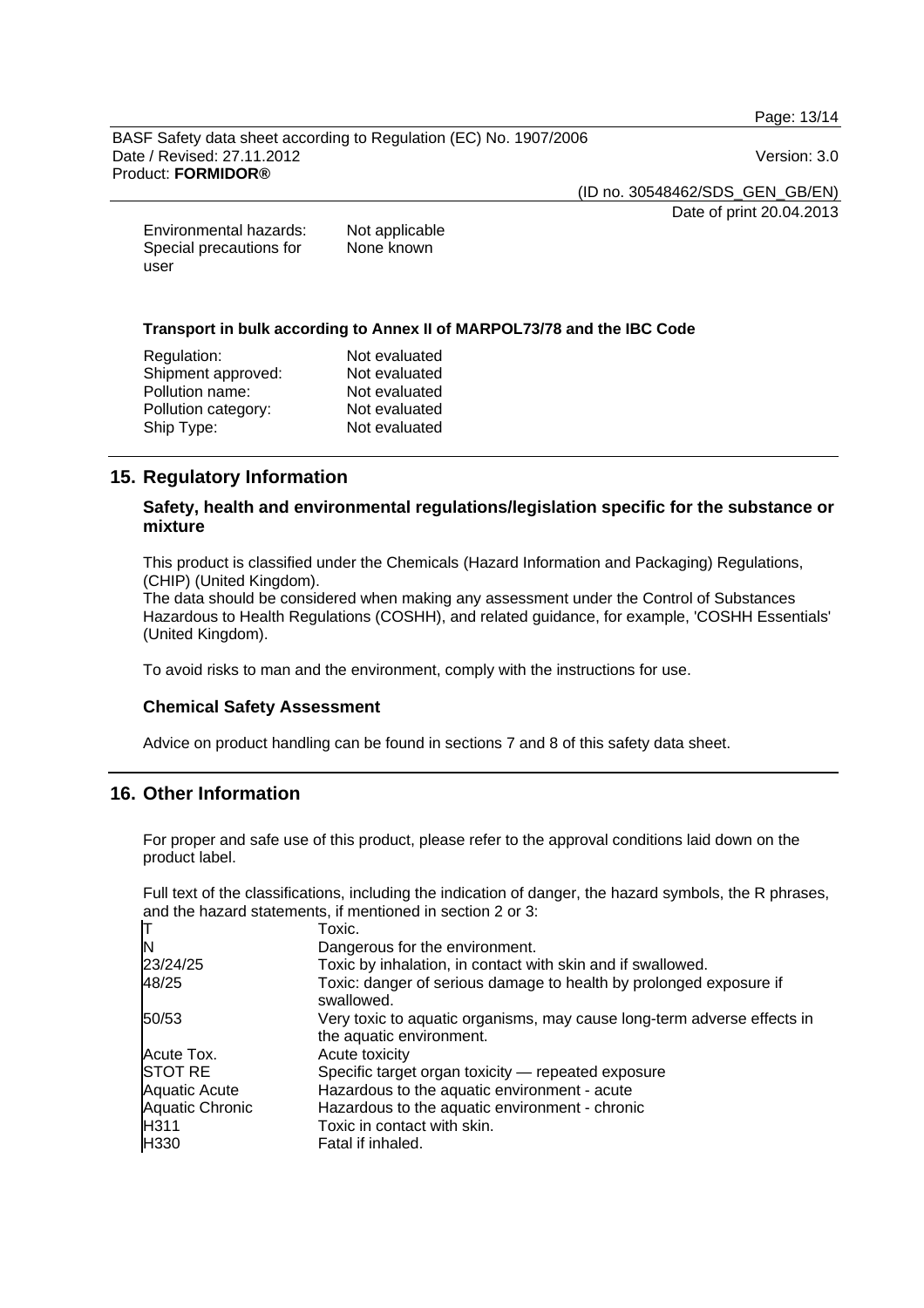Environmental hazards: Not applicable
Special precautions for user: None known

**Transport in bulk according to Annex II of MARPOL73/78 and the IBC Code**

| | |
|---|---|
| Regulation: | Not evaluated |
| Shipment approved: | Not evaluated |
| Pollution name: | Not evaluated |
| Pollution category: | Not evaluated |
| Ship Type: | Not evaluated |

## 15. Regulatory Information

### Safety, health and environmental regulations/legislation specific for the substance or mixture

This product is classified under the Chemicals (Hazard Information and Packaging) Regulations, (CHIP) (United Kingdom).
The data should be considered when making any assessment under the Control of Substances Hazardous to Health Regulations (COSHH), and related guidance, for example, 'COSHH Essentials' (United Kingdom).

To avoid risks to man and the environment, comply with the instructions for use.

### Chemical Safety Assessment

Advice on product handling can be found in sections 7 and 8 of this safety data sheet.

## 16. Other Information

For proper and safe use of this product, please refer to the approval conditions laid down on the product label.

Full text of the classifications, including the indication of danger, the hazard symbols, the R phrases, and the hazard statements, if mentioned in section 2 or 3:

| | |
|---|---|
| T | Toxic. |
| N | Dangerous for the environment. |
| 23/24/25 | Toxic by inhalation, in contact with skin and if swallowed. |
| 48/25 | Toxic: danger of serious damage to health by prolonged exposure if swallowed. |
| 50/53 | Very toxic to aquatic organisms, may cause long-term adverse effects in the aquatic environment. |
| Acute Tox. | Acute toxicity |
| STOT RE | Specific target organ toxicity — repeated exposure |
| Aquatic Acute | Hazardous to the aquatic environment - acute |
| Aquatic Chronic | Hazardous to the aquatic environment - chronic |
| H311 | Toxic in contact with skin. |
| H330 | Fatal if inhaled. |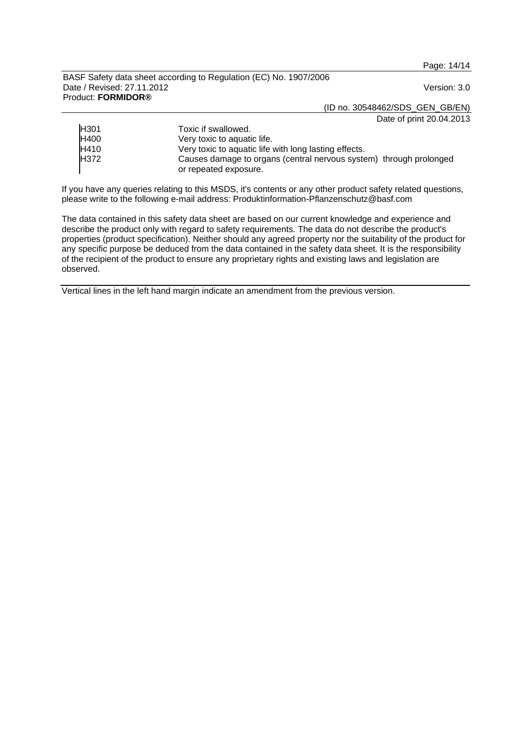| | |
|---|---|
| H301 | Toxic if swallowed. |
| H400 | Very toxic to aquatic life. |
| H410 | Very toxic to aquatic life with long lasting effects. |
| H372 | Causes damage to organs (central nervous system) through prolonged or repeated exposure. |

If you have any queries relating to this MSDS, it's contents or any other product safety related questions, please write to the following e-mail address: Produktinformation-Pflanzenschutz@basf.com

The data contained in this safety data sheet are based on our current knowledge and experience and describe the product only with regard to safety requirements. The data do not describe the product's properties (product specification). Neither should any agreed property nor the suitability of the product for any specific purpose be deduced from the data contained in the safety data sheet. It is the responsibility of the recipient of the product to ensure any proprietary rights and existing laws and legislation are observed.

---

Vertical lines in the left hand margin indicate an amendment from the previous version.